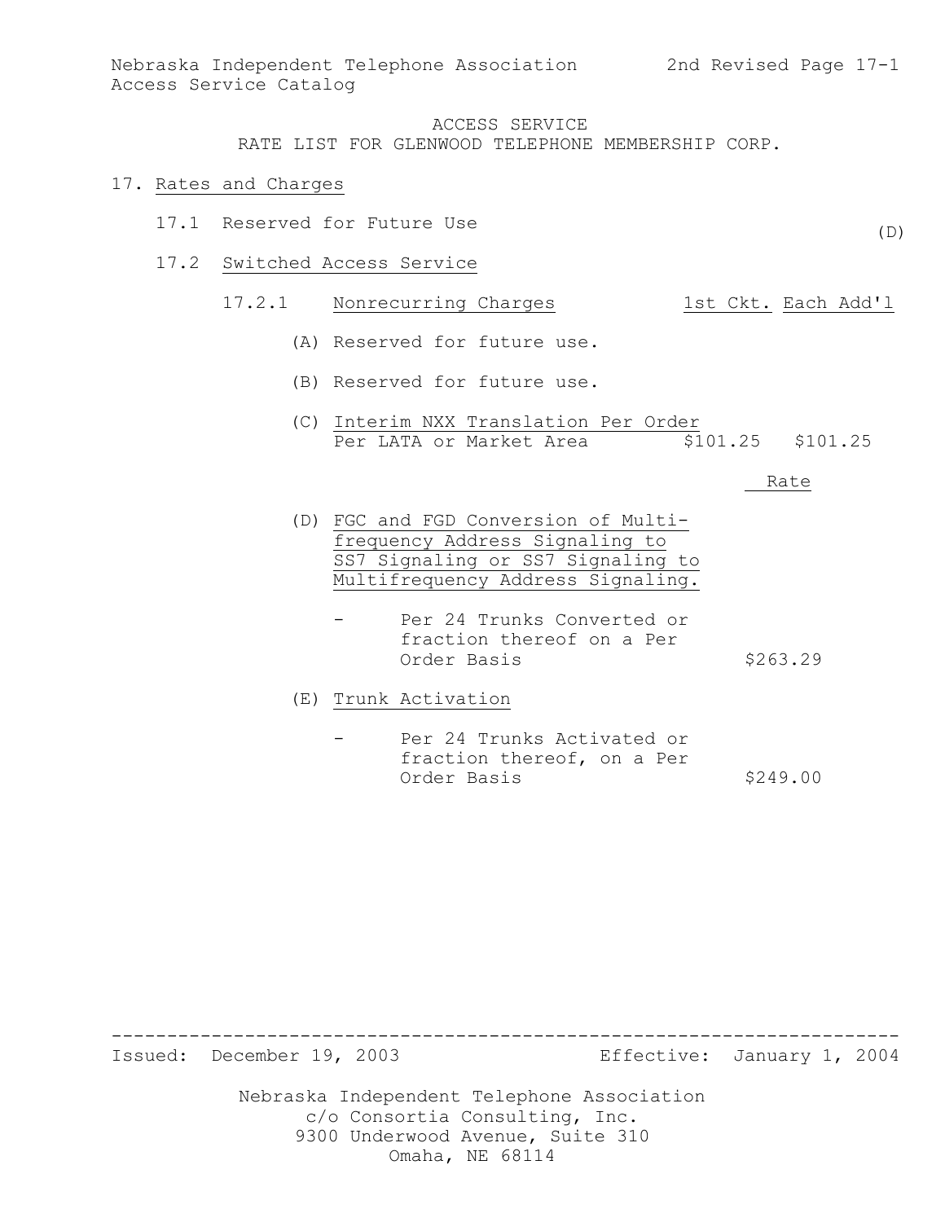Nebraska Independent Telephone Association
Access Service Catalog

2nd Revised Page 17-1

ACCESS SERVICE
RATE LIST FOR GLENWOOD TELEPHONE MEMBERSHIP CORP.

# 17. Rates and Charges

17.1 Reserved for Future Use (D)

## 17.2 Switched Access Service

### 17.2.1 Nonrecurring Charges

| | 1st Ckt. | Each Add'l |
|---|---|---|
| (A) Reserved for future use. | | |
| (B) Reserved for future use. | | |
| (C) Interim NXX Translation Per Order Per LATA or Market Area | $101.25 | $101.25 |

| | Rate |
|---|---|
| (D) FGC and FGD Conversion of Multifrequency Address Signaling to SS7 Signaling or SS7 Signaling to Multifrequency Address Signaling. | |
| - Per 24 Trunks Converted or fraction thereof on a Per Order Basis | $263.29 |
| (E) Trunk Activation | |
| - Per 24 Trunks Activated or fraction thereof, on a Per Order Basis | $249.00 |

Issued: December 19, 2003 Effective: January 1, 2004

Nebraska Independent Telephone Association
c/o Consortia Consulting, Inc.
9300 Underwood Avenue, Suite 310
Omaha, NE 68114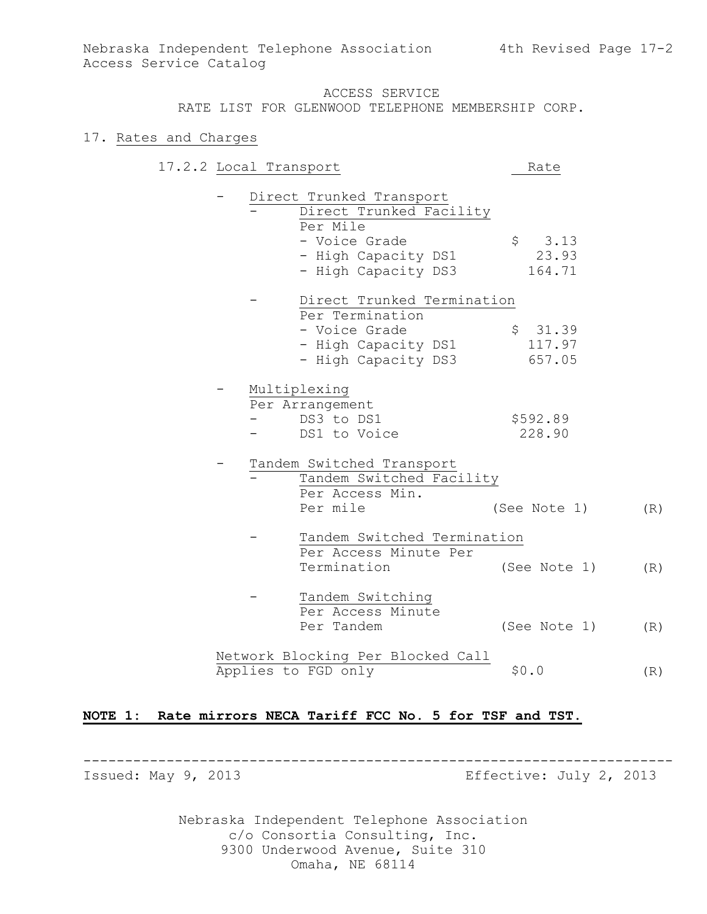ACCESS SERVICE
RATE LIST FOR GLENWOOD TELEPHONE MEMBERSHIP CORP.

## 17. Rates and Charges

| 17.2.2 Local Transport | Rate | |
|---|---|---|
| - Direct Trunked Transport | | |
| - Direct Trunked Facility | | |
| Per Mile | | |
| - Voice Grade | $ 3.13 | |
| - High Capacity DS1 | 23.93 | |
| - High Capacity DS3 | 164.71 | |
| - Direct Trunked Termination | | |
| Per Termination | | |
| - Voice Grade | $ 31.39 | |
| - High Capacity DS1 | 117.97 | |
| - High Capacity DS3 | 657.05 | |
| - Multiplexing | | |
| Per Arrangement | | |
| - DS3 to DS1 | $592.89 | |
| - DS1 to Voice | 228.90 | |
| - Tandem Switched Transport | | |
| - Tandem Switched Facility | | |
| Per Access Min. Per mile | (See Note 1) | (R) |
| - Tandem Switched Termination | | |
| Per Access Minute Per Termination | (See Note 1) | (R) |
| - Tandem Switching | | |
| Per Access Minute Per Tandem | (See Note 1) | (R) |
| Network Blocking Per Blocked Call Applies to FGD only | $0.0 | (R) |

**NOTE 1: Rate mirrors NECA Tariff FCC No. 5 for TSF and TST.**

Issued: May 9, 2013 Effective: July 2, 2013

Nebraska Independent Telephone Association
c/o Consortia Consulting, Inc.
9300 Underwood Avenue, Suite 310
Omaha, NE 68114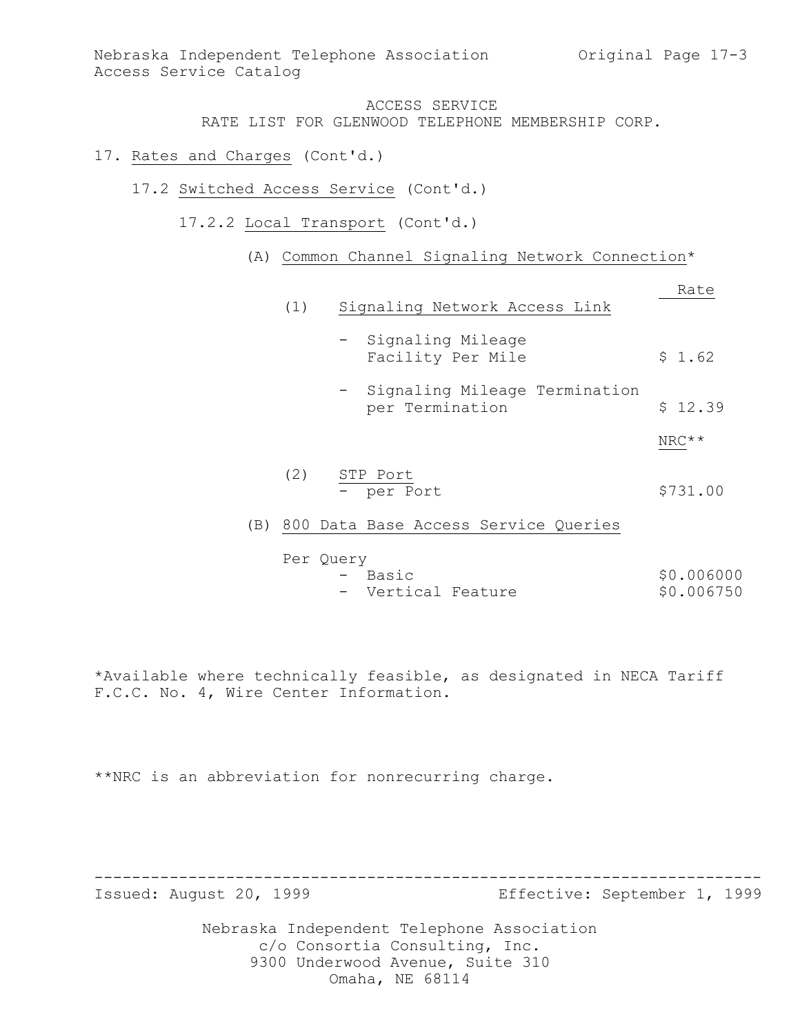ACCESS SERVICE
RATE LIST FOR GLENWOOD TELEPHONE MEMBERSHIP CORP.

17. Rates and Charges (Cont'd.)

17.2 Switched Access Service (Cont'd.)

17.2.2 Local Transport (Cont'd.)

(A) Common Channel Signaling Network Connection*

| | Rate |
|---|---|
| (1) Signaling Network Access Link | |
| - Signaling Mileage Facility Per Mile | $ 1.62 |
| - Signaling Mileage Termination per Termination | $ 12.39 |
| | NRC** |
| (2) STP Port | |
| - per Port | $731.00 |

(B) 800 Data Base Access Service Queries

| Per Query | |
|---|---|
| - Basic | $0.006000 |
| - Vertical Feature | $0.006750 |

*Available where technically feasible, as designated in NECA Tariff F.C.C. No. 4, Wire Center Information.

**NRC is an abbreviation for nonrecurring charge.

Issued: August 20, 1999 Effective: September 1, 1999

Nebraska Independent Telephone Association
c/o Consortia Consulting, Inc.
9300 Underwood Avenue, Suite 310
Omaha, NE 68114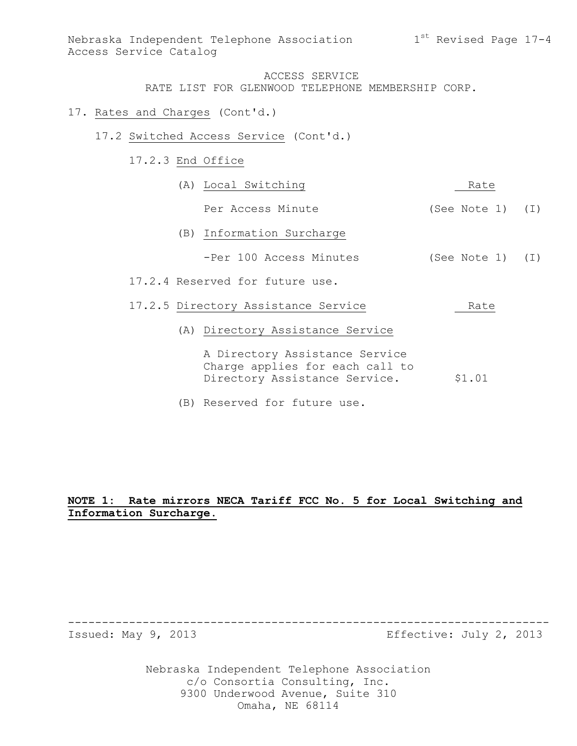ACCESS SERVICE

RATE LIST FOR GLENWOOD TELEPHONE MEMBERSHIP CORP.

17. Rates and Charges (Cont'd.)

17.2 Switched Access Service (Cont'd.)

17.2.3 End Office

| | Rate | |
|---|---|---|
| (A) Local Switching | | |
| Per Access Minute | (See Note 1) | (I) |
| (B) Information Surcharge | | |
| -Per 100 Access Minutes | (See Note 1) | (I) |

17.2.4 Reserved for future use.

| 17.2.5 Directory Assistance Service | Rate |
|---|---|
| (A) Directory Assistance Service | |
| A Directory Assistance Service Charge applies for each call to Directory Assistance Service. | $1.01 |
| (B) Reserved for future use. | |

**NOTE 1: Rate mirrors NECA Tariff FCC No. 5 for Local Switching and Information Surcharge.**

Issued: May 9, 2013 Effective: July 2, 2013

Nebraska Independent Telephone Association
c/o Consortia Consulting, Inc.
9300 Underwood Avenue, Suite 310
Omaha, NE 68114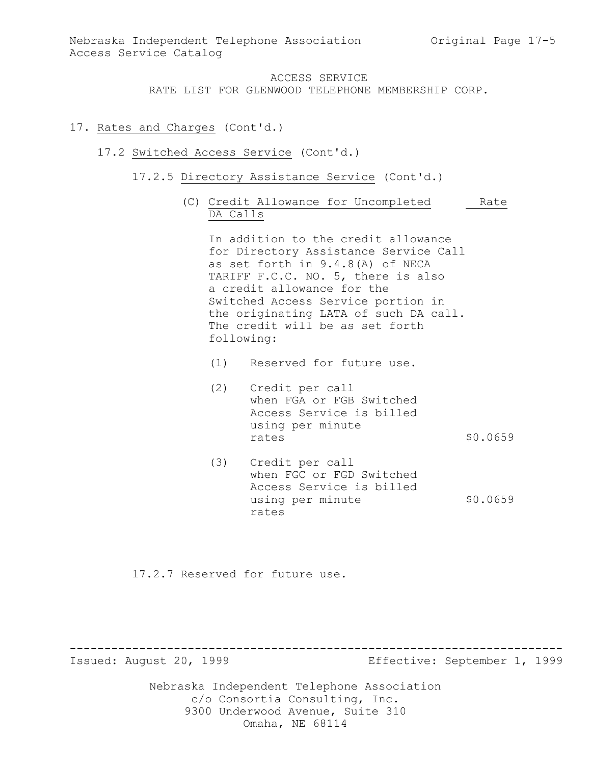ACCESS SERVICE
RATE LIST FOR GLENWOOD TELEPHONE MEMBERSHIP CORP.

17. Rates and Charges (Cont'd.)

17.2 Switched Access Service (Cont'd.)

17.2.5 Directory Assistance Service (Cont'd.)

(C) Credit Allowance for Uncompleted DA Calls

In addition to the credit allowance for Directory Assistance Service Call as set forth in 9.4.8(A) of NECA TARIFF F.C.C. NO. 5, there is also a credit allowance for the Switched Access Service portion in the originating LATA of such DA call. The credit will be as set forth following:

| | Description | Rate |
|---|---|---|
| (1) | Reserved for future use. | |
| (2) | Credit per call when FGA or FGB Switched Access Service is billed using per minute rates | $0.0659 |
| (3) | Credit per call when FGC or FGD Switched Access Service is billed using per minute rates | $0.0659 |

17.2.7 Reserved for future use.

Issued: August 20, 1999 Effective: September 1, 1999

Nebraska Independent Telephone Association
c/o Consortia Consulting, Inc.
9300 Underwood Avenue, Suite 310
Omaha, NE 68114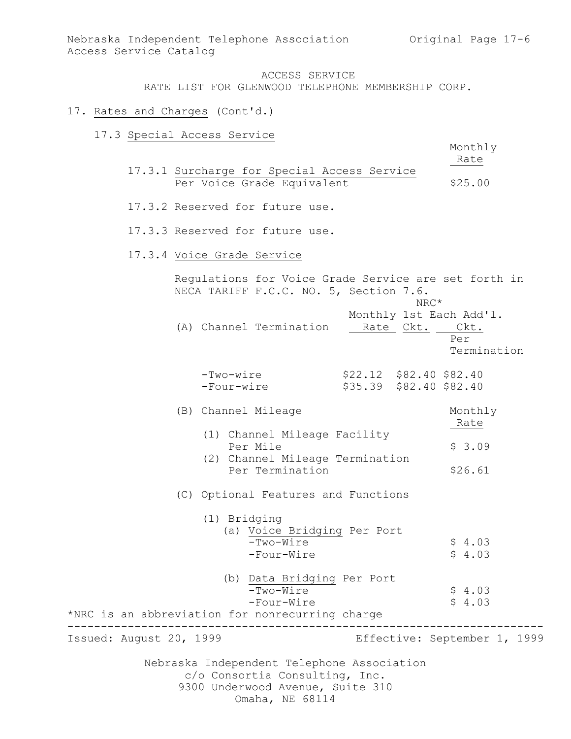ACCESS SERVICE
RATE LIST FOR GLENWOOD TELEPHONE MEMBERSHIP CORP.

17. Rates and Charges (Cont'd.)

17.3 Special Access Service

| | Monthly Rate |
|---|---|
| 17.3.1 Surcharge for Special Access Service | |
| Per Voice Grade Equivalent | $25.00 |

17.3.2 Reserved for future use.

17.3.3 Reserved for future use.

17.3.4 Voice Grade Service

Regulations for Voice Grade Service are set forth in NECA TARIFF F.C.C. NO. 5, Section 7.6.

| (A) Channel Termination | Monthly Rate | NRC* 1st Ckt. | NRC* Each Add'l. Ckt. Per Termination |
|---|---|---|---|
| -Two-wire | $22.12 | $82.40 | $82.40 |
| -Four-wire | $35.39 | $82.40 | $82.40 |

| (B) Channel Mileage | Monthly Rate |
|---|---|
| (1) Channel Mileage Facility Per Mile | $ 3.09 |
| (2) Channel Mileage Termination Per Termination | $26.61 |

(C) Optional Features and Functions

| (1) Bridging | |
|---|---|
| (a) Voice Bridging Per Port | |
| -Two-Wire | $ 4.03 |
| -Four-Wire | $ 4.03 |
| (b) Data Bridging Per Port | |
| -Two-Wire | $ 4.03 |
| -Four-Wire | $ 4.03 |

*NRC is an abbreviation for nonrecurring charge

Issued: August 20, 1999 Effective: September 1, 1999

Nebraska Independent Telephone Association
c/o Consortia Consulting, Inc.
9300 Underwood Avenue, Suite 310
Omaha, NE 68114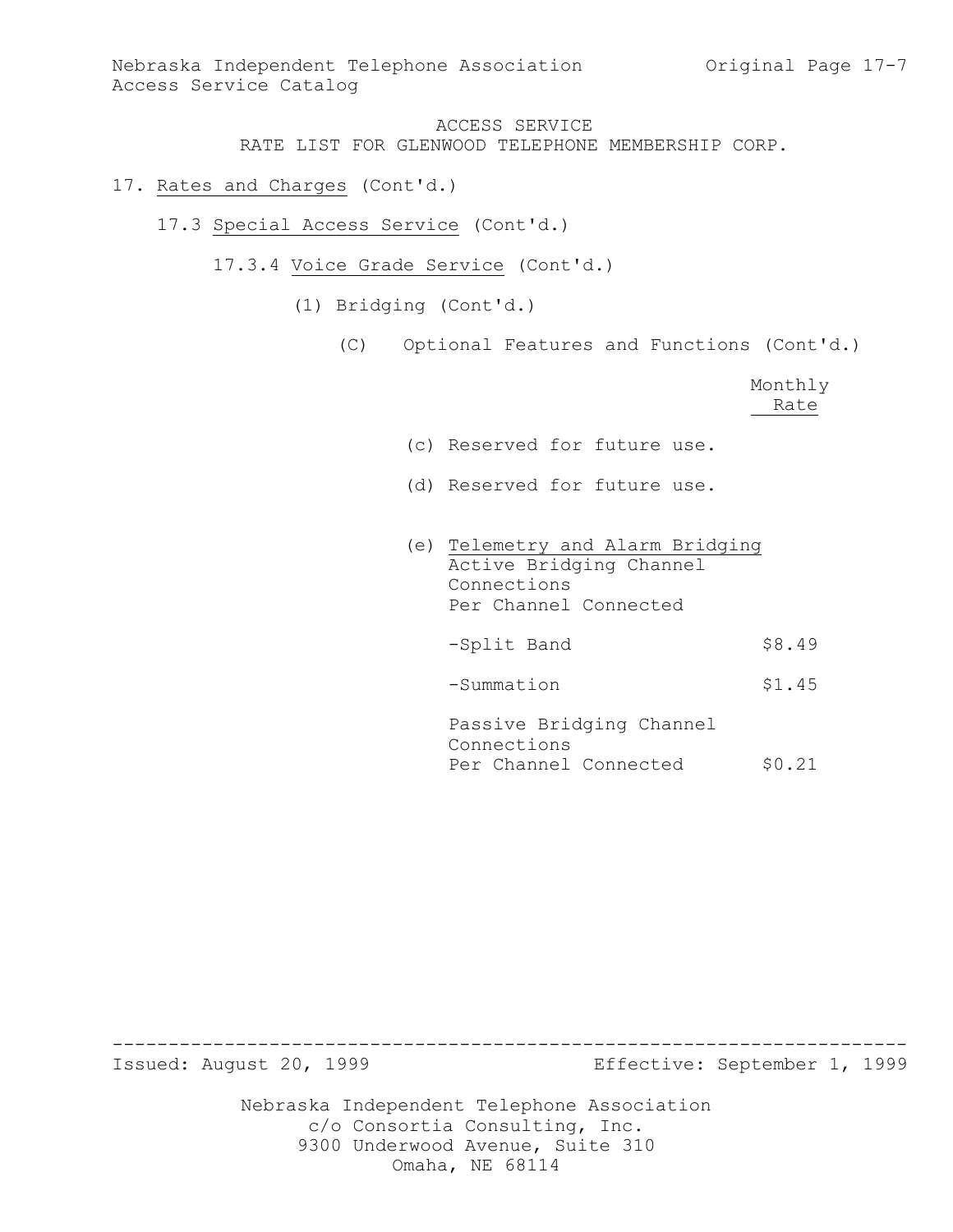ACCESS SERVICE
RATE LIST FOR GLENWOOD TELEPHONE MEMBERSHIP CORP.

17. Rates and Charges (Cont'd.)

17.3 Special Access Service (Cont'd.)

17.3.4 Voice Grade Service (Cont'd.)

(1) Bridging (Cont'd.)

(C) Optional Features and Functions (Cont'd.)

| | Monthly Rate |
|---|---|
| (c) Reserved for future use. | |
| (d) Reserved for future use. | |
| (e) Telemetry and Alarm Bridging<br>Active Bridging Channel Connections<br>Per Channel Connected | |
| -Split Band | $8.49 |
| -Summation | $1.45 |
| Passive Bridging Channel Connections<br>Per Channel Connected | $0.21 |

Issued: August 20, 1999 Effective: September 1, 1999

Nebraska Independent Telephone Association
c/o Consortia Consulting, Inc.
9300 Underwood Avenue, Suite 310
Omaha, NE 68114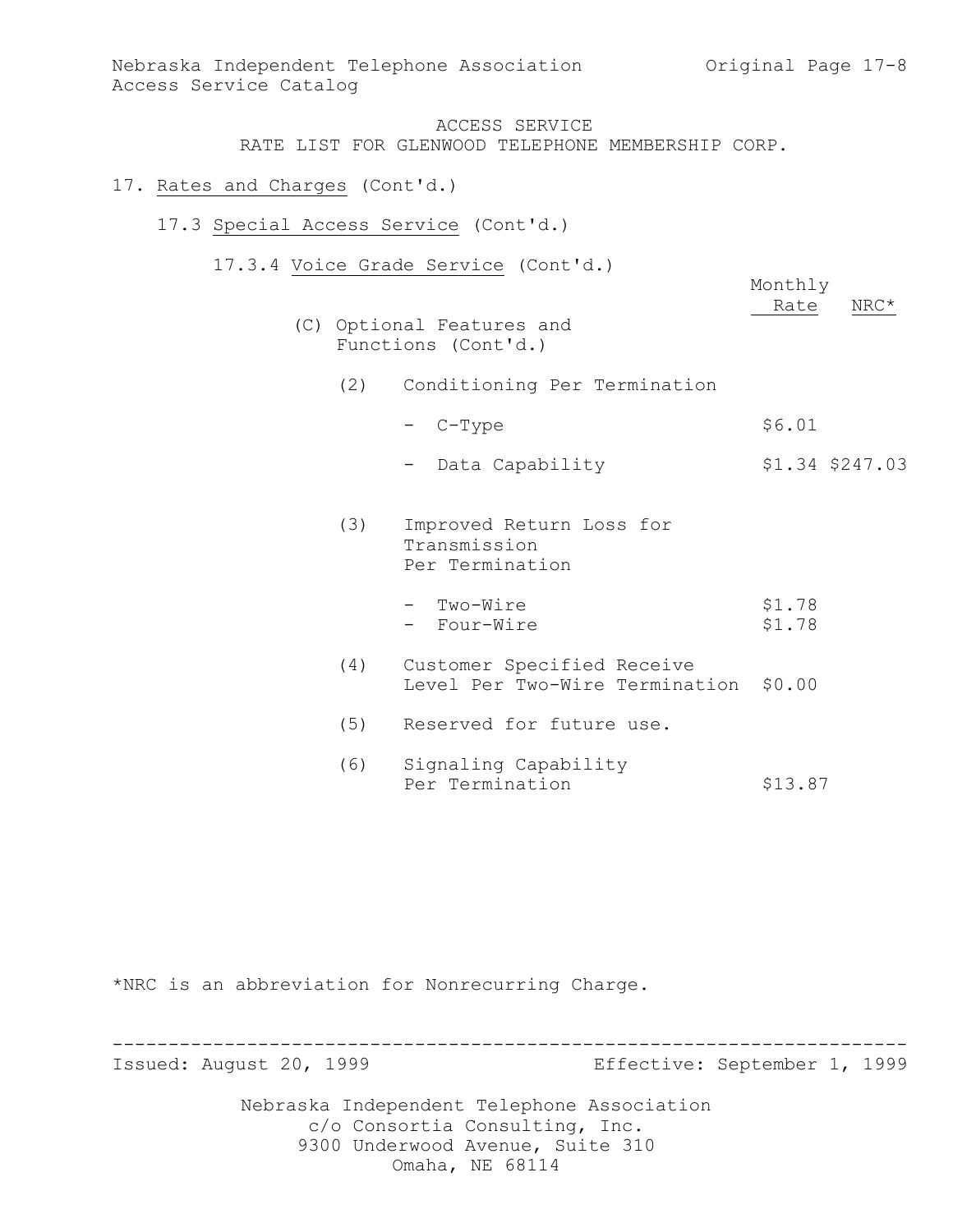ACCESS SERVICE
RATE LIST FOR GLENWOOD TELEPHONE MEMBERSHIP CORP.

17. Rates and Charges (Cont'd.)

17.3 Special Access Service (Cont'd.)

17.3.4 Voice Grade Service (Cont'd.)

| | Monthly Rate | NRC* |
|---|---|---|
| (C) Optional Features and Functions (Cont'd.) | | |
| (2) Conditioning Per Termination | | |
| - C-Type | $6.01 | |
| - Data Capability | $1.34 | $247.03 |
| (3) Improved Return Loss for Transmission Per Termination | | |
| - Two-Wire | $1.78 | |
| - Four-Wire | $1.78 | |
| (4) Customer Specified Receive Level Per Two-Wire Termination | $0.00 | |
| (5) Reserved for future use. | | |
| (6) Signaling Capability Per Termination | $13.87 | |

*NRC is an abbreviation for Nonrecurring Charge.

Issued: August 20, 1999 Effective: September 1, 1999

Nebraska Independent Telephone Association
c/o Consortia Consulting, Inc.
9300 Underwood Avenue, Suite 310
Omaha, NE 68114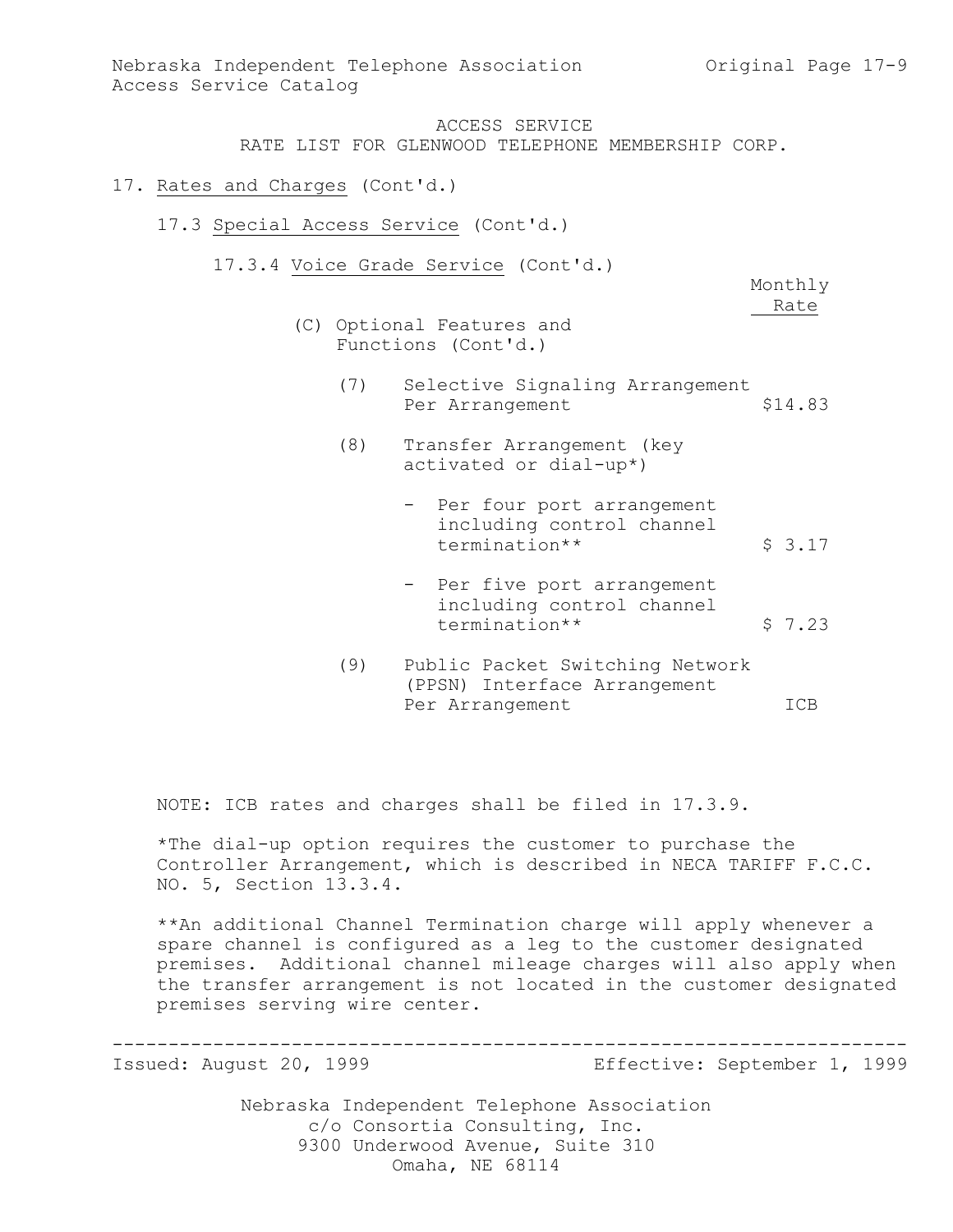ACCESS SERVICE
RATE LIST FOR GLENWOOD TELEPHONE MEMBERSHIP CORP.

17. Rates and Charges (Cont'd.)

17.3 Special Access Service (Cont'd.)

17.3.4 Voice Grade Service (Cont'd.)

| | Monthly Rate |
|---|---|
| (C) Optional Features and Functions (Cont'd.) | |
| (7) Selective Signaling Arrangement Per Arrangement | $14.83 |
| (8) Transfer Arrangement (key activated or dial-up*) | |
| - Per four port arrangement including control channel termination** | $ 3.17 |
| - Per five port arrangement including control channel termination** | $ 7.23 |
| (9) Public Packet Switching Network (PPSN) Interface Arrangement Per Arrangement | ICB |

NOTE: ICB rates and charges shall be filed in 17.3.9.

*The dial-up option requires the customer to purchase the Controller Arrangement, which is described in NECA TARIFF F.C.C. NO. 5, Section 13.3.4.

**An additional Channel Termination charge will apply whenever a spare channel is configured as a leg to the customer designated premises. Additional channel mileage charges will also apply when the transfer arrangement is not located in the customer designated premises serving wire center.

Issued: August 20, 1999 Effective: September 1, 1999

Nebraska Independent Telephone Association
c/o Consortia Consulting, Inc.
9300 Underwood Avenue, Suite 310
Omaha, NE 68114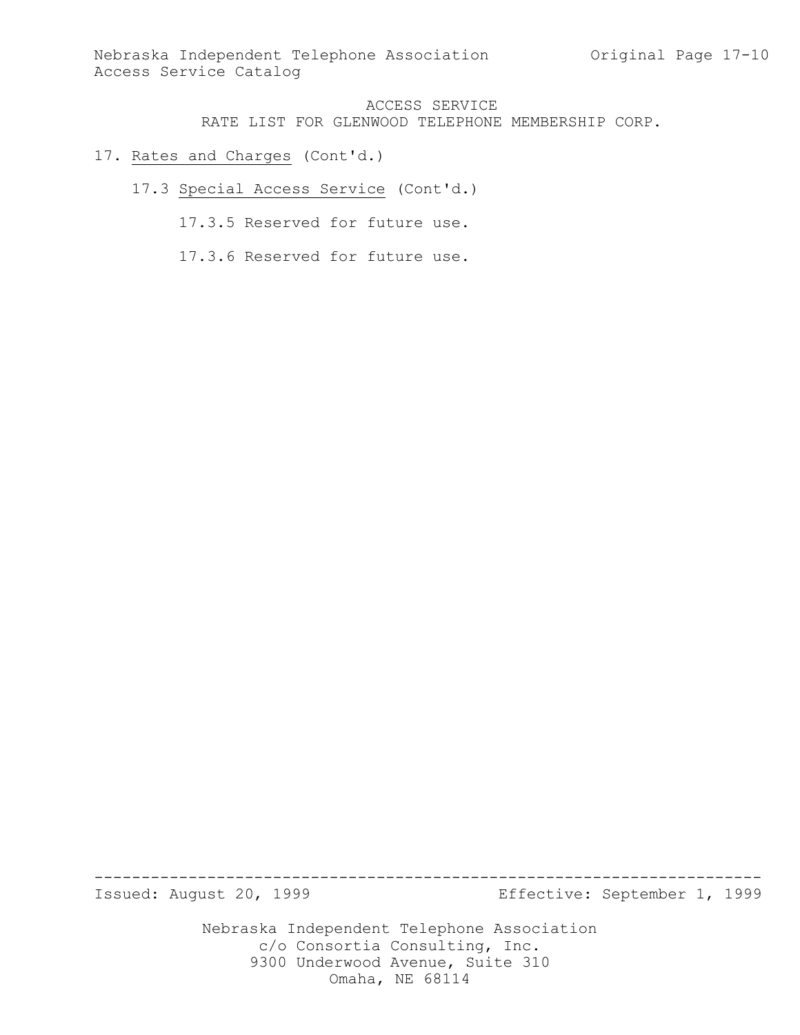ACCESS SERVICE
RATE LIST FOR GLENWOOD TELEPHONE MEMBERSHIP CORP.

17. Rates and Charges (Cont'd.)

17.3 Special Access Service (Cont'd.)

17.3.5 Reserved for future use.

17.3.6 Reserved for future use.

Issued: August 20, 1999 Effective: September 1, 1999

Nebraska Independent Telephone Association
c/o Consortia Consulting, Inc.
9300 Underwood Avenue, Suite 310
Omaha, NE 68114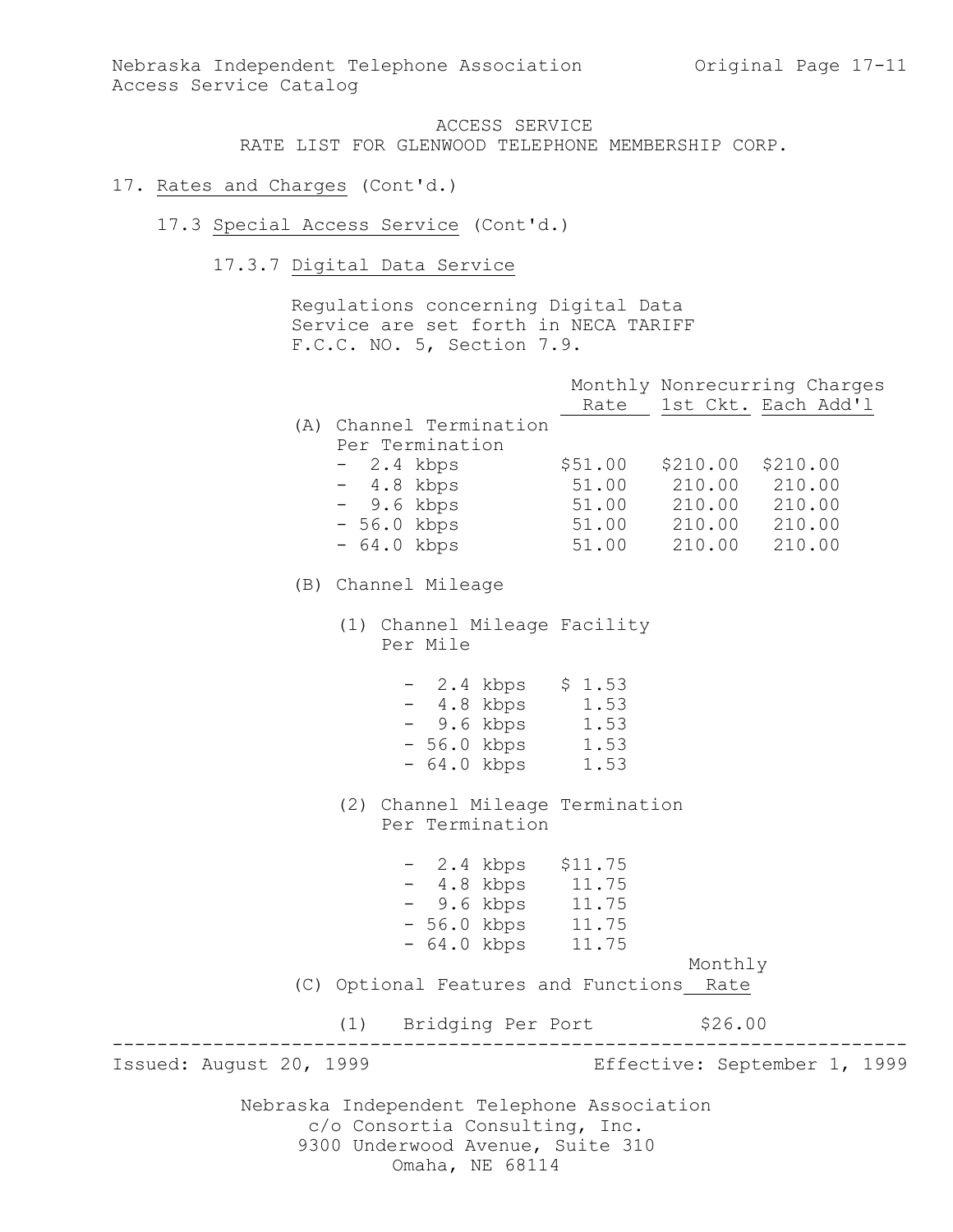ACCESS SERVICE
RATE LIST FOR GLENWOOD TELEPHONE MEMBERSHIP CORP.

# 17. Rates and Charges (Cont'd.)

## 17.3 Special Access Service (Cont'd.)

### 17.3.7 Digital Data Service

Regulations concerning Digital Data Service are set forth in NECA TARIFF F.C.C. NO. 5, Section 7.9.

| | Monthly Rate | Nonrecurring Charges 1st Ckt. | Nonrecurring Charges Each Add'l |
|---|---|---|---|
| (A) Channel Termination Per Termination | | | |
| - 2.4 kbps | $51.00 | $210.00 | $210.00 |
| - 4.8 kbps | 51.00 | 210.00 | 210.00 |
| - 9.6 kbps | 51.00 | 210.00 | 210.00 |
| - 56.0 kbps | 51.00 | 210.00 | 210.00 |
| - 64.0 kbps | 51.00 | 210.00 | 210.00 |

(B) Channel Mileage

(1) Channel Mileage Facility Per Mile

| | Monthly Rate |
|---|---|
| - 2.4 kbps | $ 1.53 |
| - 4.8 kbps | 1.53 |
| - 9.6 kbps | 1.53 |
| - 56.0 kbps | 1.53 |
| - 64.0 kbps | 1.53 |

(2) Channel Mileage Termination Per Termination

| | Monthly Rate |
|---|---|
| - 2.4 kbps | $11.75 |
| - 4.8 kbps | 11.75 |
| - 9.6 kbps | 11.75 |
| - 56.0 kbps | 11.75 |
| - 64.0 kbps | 11.75 |

| (C) Optional Features and Functions | Monthly Rate |
|---|---|
| (1) Bridging Per Port | $26.00 |

Issued: August 20, 1999 Effective: September 1, 1999

Nebraska Independent Telephone Association
c/o Consortia Consulting, Inc.
9300 Underwood Avenue, Suite 310
Omaha, NE 68114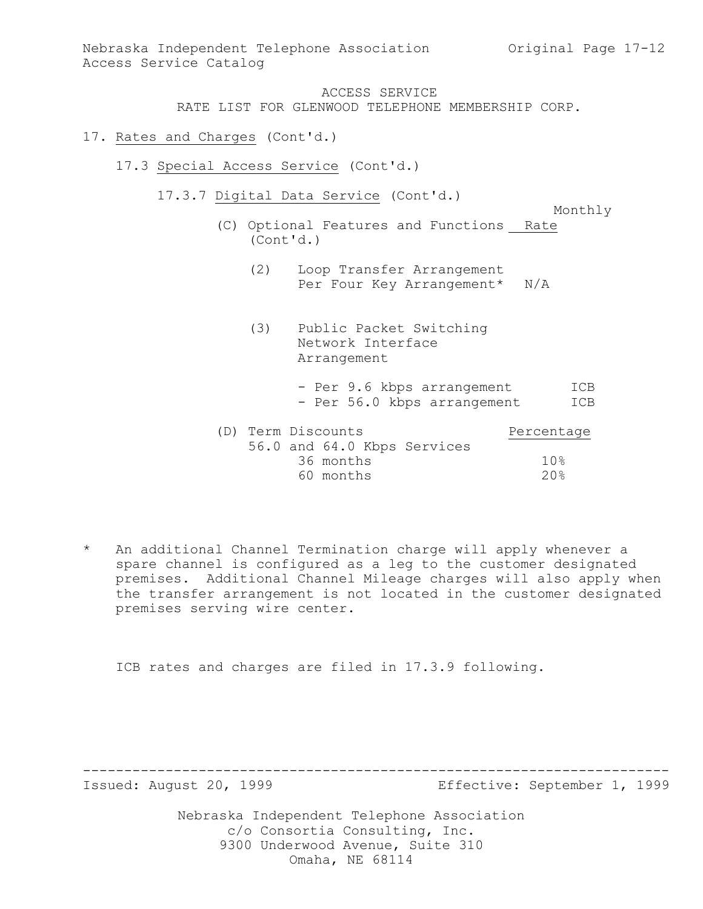ACCESS SERVICE
RATE LIST FOR GLENWOOD TELEPHONE MEMBERSHIP CORP.

17. Rates and Charges (Cont'd.)

17.3 Special Access Service (Cont'd.)

17.3.7 Digital Data Service (Cont'd.)

(C) Optional Features and Functions (Cont'd.)

| | Monthly Rate |
|---|---|
| (2) Loop Transfer Arrangement Per Four Key Arrangement* | N/A |
| (3) Public Packet Switching Network Interface Arrangement | |
| - Per 9.6 kbps arrangement | ICB |
| - Per 56.0 kbps arrangement | ICB |

(D) Term Discounts

| 56.0 and 64.0 Kbps Services | Percentage |
|---|---|
| 36 months | 10% |
| 60 months | 20% |

\* An additional Channel Termination charge will apply whenever a spare channel is configured as a leg to the customer designated premises. Additional Channel Mileage charges will also apply when the transfer arrangement is not located in the customer designated premises serving wire center.

ICB rates and charges are filed in 17.3.9 following.

Issued: August 20, 1999 Effective: September 1, 1999

Nebraska Independent Telephone Association
c/o Consortia Consulting, Inc.
9300 Underwood Avenue, Suite 310
Omaha, NE 68114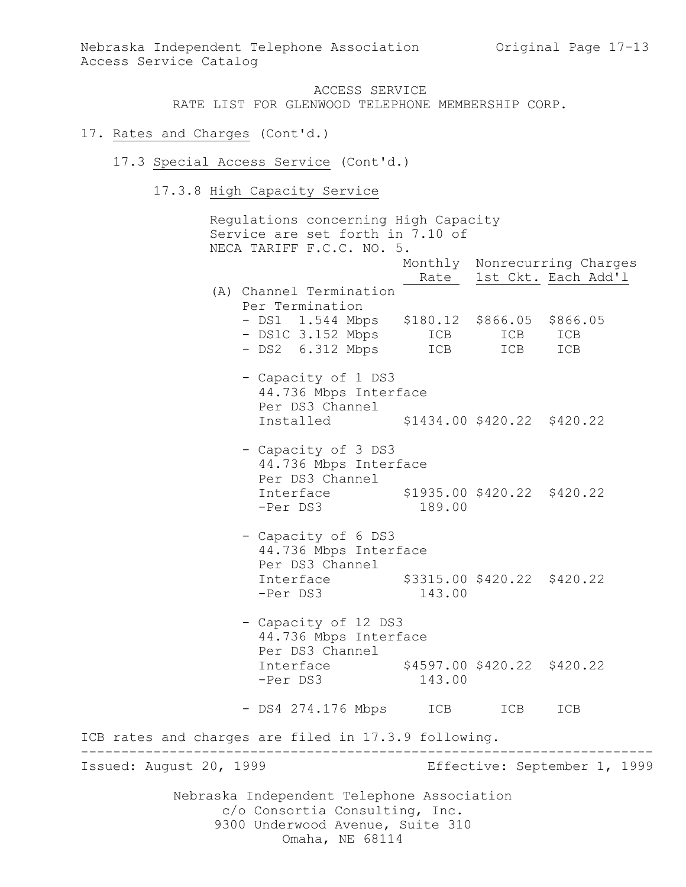ACCESS SERVICE
RATE LIST FOR GLENWOOD TELEPHONE MEMBERSHIP CORP.

## 17. Rates and Charges (Cont'd.)

### 17.3 Special Access Service (Cont'd.)

#### 17.3.8 High Capacity Service

Regulations concerning High Capacity Service are set forth in 7.10 of NECA TARIFF F.C.C. NO. 5.

| | Monthly Rate | Nonrecurring Charges 1st Ckt. | Nonrecurring Charges Each Add'l |
|---|---|---|---|
| (A) Channel Termination Per Termination | | | |
| - DS1 1.544 Mbps | $180.12 | $866.05 | $866.05 |
| - DS1C 3.152 Mbps | ICB | ICB | ICB |
| - DS2 6.312 Mbps | ICB | ICB | ICB |
| - Capacity of 1 DS3 44.736 Mbps Interface Per DS3 Channel Installed | $1434.00 | $420.22 | $420.22 |
| - Capacity of 3 DS3 44.736 Mbps Interface Per DS3 Channel Interface | $1935.00 | $420.22 | $420.22 |
| -Per DS3 | 189.00 | | |
| - Capacity of 6 DS3 44.736 Mbps Interface Per DS3 Channel Interface | $3315.00 | $420.22 | $420.22 |
| -Per DS3 | 143.00 | | |
| - Capacity of 12 DS3 44.736 Mbps Interface Per DS3 Channel Interface | $4597.00 | $420.22 | $420.22 |
| -Per DS3 | 143.00 | | |
| - DS4 274.176 Mbps | ICB | ICB | ICB |

ICB rates and charges are filed in 17.3.9 following.

Issued: August 20, 1999 Effective: September 1, 1999

Nebraska Independent Telephone Association
c/o Consortia Consulting, Inc.
9300 Underwood Avenue, Suite 310
Omaha, NE 68114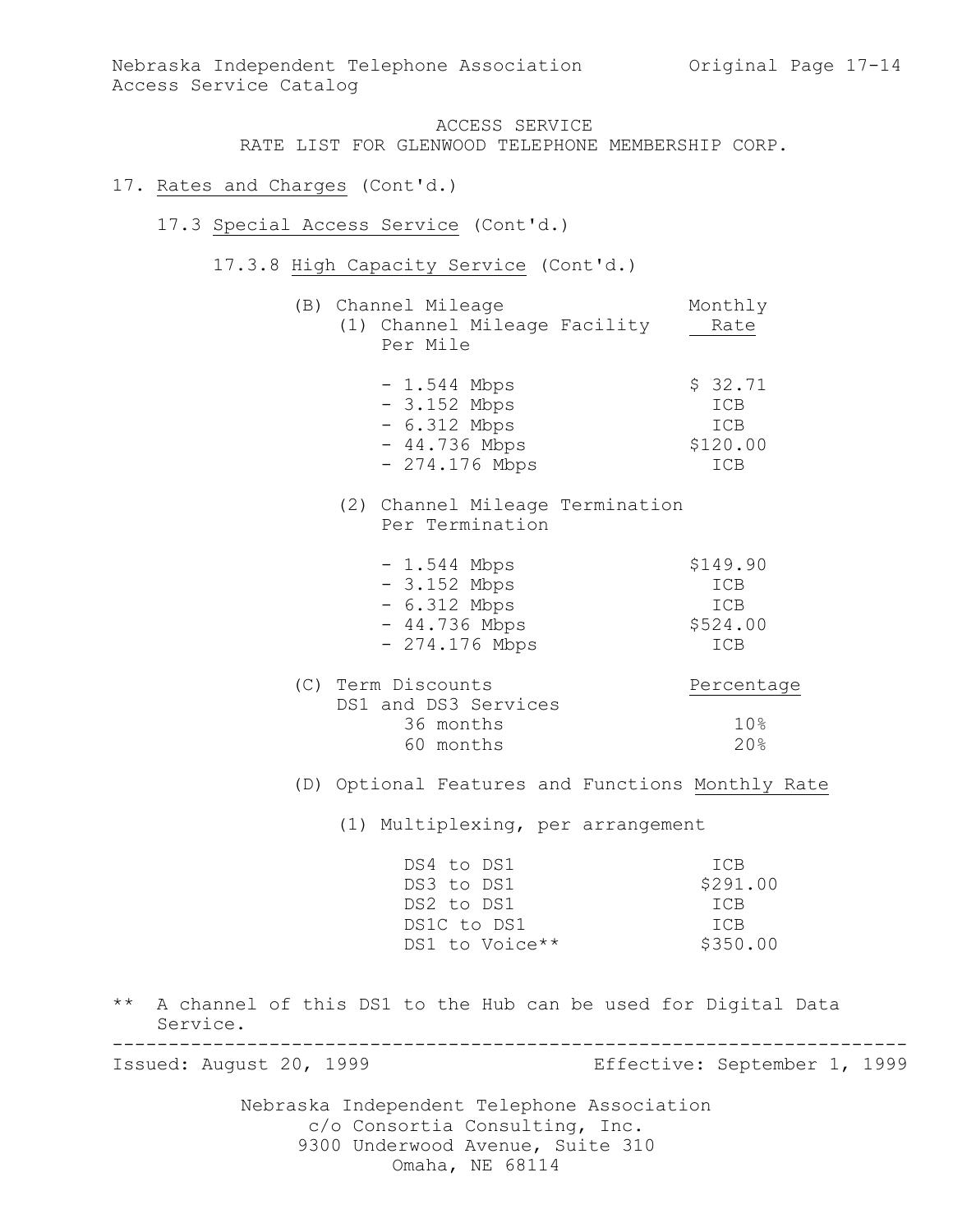ACCESS SERVICE
RATE LIST FOR GLENWOOD TELEPHONE MEMBERSHIP CORP.

17. Rates and Charges (Cont'd.)

17.3 Special Access Service (Cont'd.)

17.3.8 High Capacity Service (Cont'd.)

(B) Channel Mileage

(1) Channel Mileage Facility Per Mile

| | Monthly Rate |
|---|---|
| - 1.544 Mbps | $ 32.71 |
| - 3.152 Mbps | ICB |
| - 6.312 Mbps | ICB |
| - 44.736 Mbps | $120.00 |
| - 274.176 Mbps | ICB |

(2) Channel Mileage Termination Per Termination

| | Monthly Rate |
|---|---|
| - 1.544 Mbps | $149.90 |
| - 3.152 Mbps | ICB |
| - 6.312 Mbps | ICB |
| - 44.736 Mbps | $524.00 |
| - 274.176 Mbps | ICB |

(C) Term Discounts

DS1 and DS3 Services

| | Percentage |
|---|---|
| 36 months | 10% |
| 60 months | 20% |

(D) Optional Features and Functions

(1) Multiplexing, per arrangement

| | Monthly Rate |
|---|---|
| DS4 to DS1 | ICB |
| DS3 to DS1 | $291.00 |
| DS2 to DS1 | ICB |
| DS1C to DS1 | ICB |
| DS1 to Voice** | $350.00 |

** A channel of this DS1 to the Hub can be used for Digital Data Service.

Issued: August 20, 1999 Effective: September 1, 1999

Nebraska Independent Telephone Association
c/o Consortia Consulting, Inc.
9300 Underwood Avenue, Suite 310
Omaha, NE 68114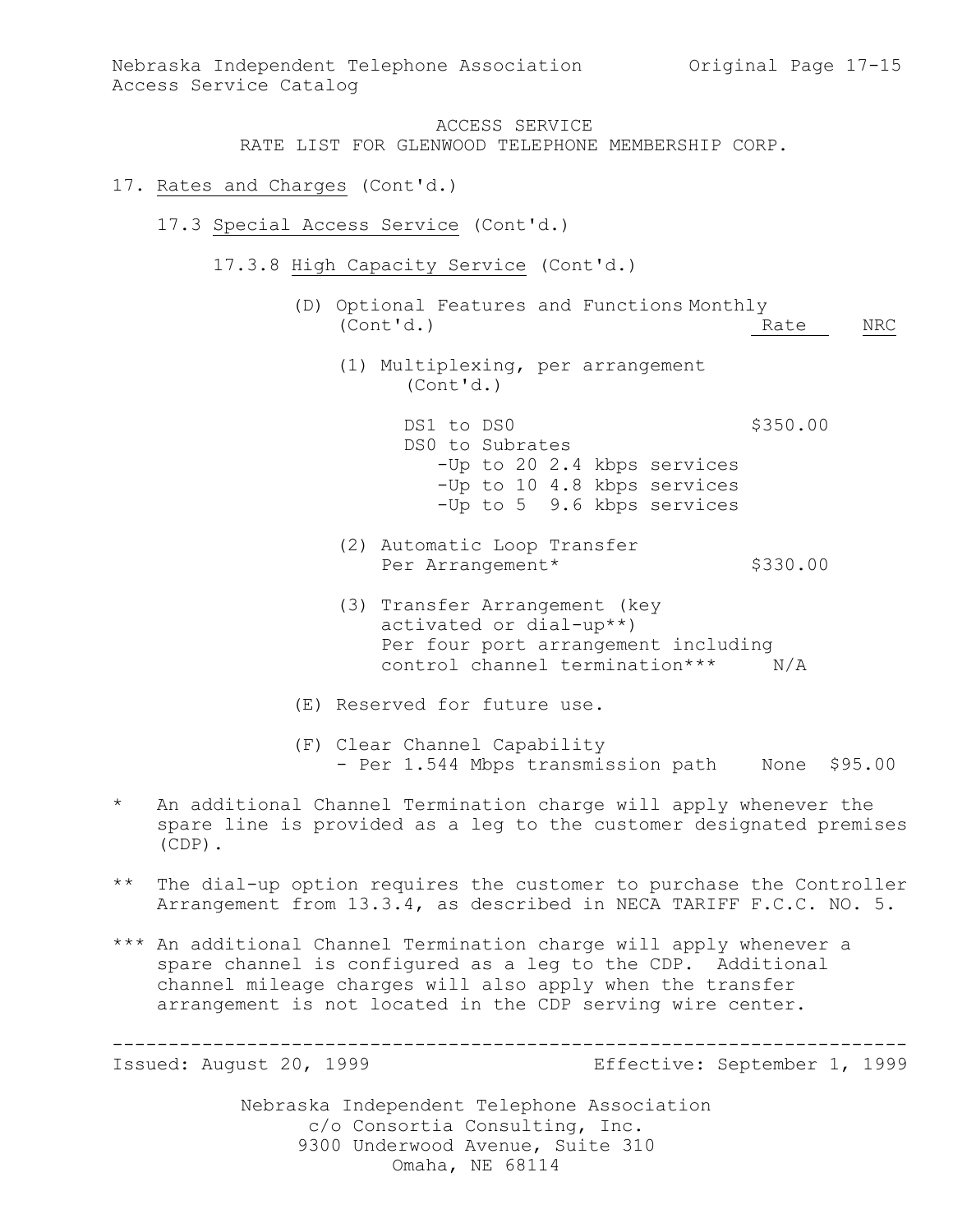ACCESS SERVICE
RATE LIST FOR GLENWOOD TELEPHONE MEMBERSHIP CORP.

17. Rates and Charges (Cont'd.)

17.3 Special Access Service (Cont'd.)

17.3.8 High Capacity Service (Cont'd.)

| (D) Optional Features and Functions (Cont'd.) | Monthly Rate | NRC |
|---|---|---|
| (1) Multiplexing, per arrangement (Cont'd.) | | |
| DS1 to DS0 | $350.00 | |
| DS0 to Subrates | | |
| -Up to 20 2.4 kbps services | | |
| -Up to 10 4.8 kbps services | | |
| -Up to 5 9.6 kbps services | | |
| (2) Automatic Loop Transfer Per Arrangement* | $330.00 | |
| (3) Transfer Arrangement (key activated or dial-up**) Per four port arrangement including control channel termination*** | N/A | |

(E) Reserved for future use.

| (F) Clear Channel Capability | Monthly Rate | NRC |
|---|---|---|
| - Per 1.544 Mbps transmission path | None | $95.00 |

\* An additional Channel Termination charge will apply whenever the spare line is provided as a leg to the customer designated premises (CDP).

\*\* The dial-up option requires the customer to purchase the Controller Arrangement from 13.3.4, as described in NECA TARIFF F.C.C. NO. 5.

\*\*\* An additional Channel Termination charge will apply whenever a spare channel is configured as a leg to the CDP. Additional channel mileage charges will also apply when the transfer arrangement is not located in the CDP serving wire center.

Issued: August 20, 1999 Effective: September 1, 1999

Nebraska Independent Telephone Association
c/o Consortia Consulting, Inc.
9300 Underwood Avenue, Suite 310
Omaha, NE 68114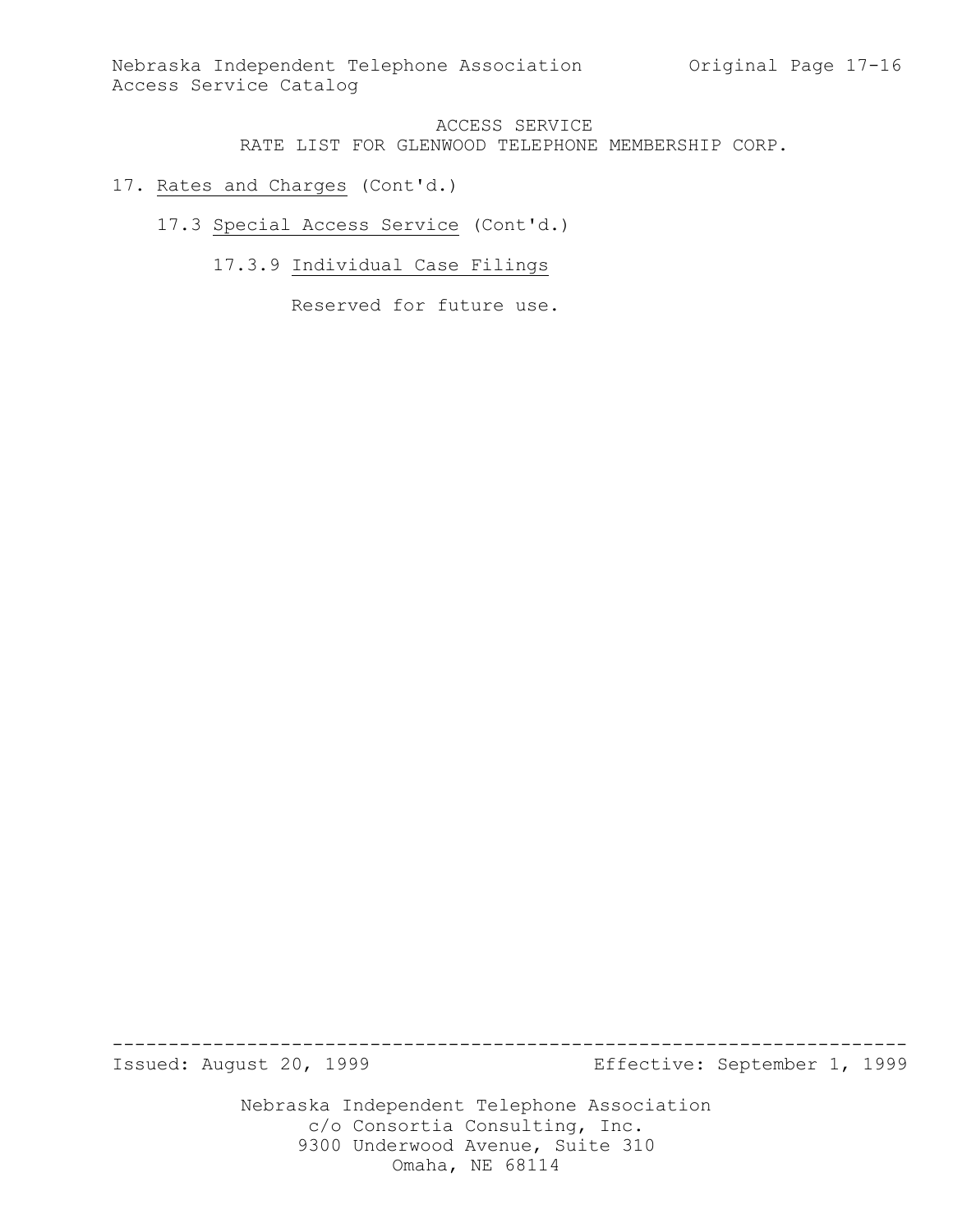ACCESS SERVICE
RATE LIST FOR GLENWOOD TELEPHONE MEMBERSHIP CORP.

17. Rates and Charges (Cont'd.)

17.3 Special Access Service (Cont'd.)

17.3.9 Individual Case Filings

Reserved for future use.

Issued: August 20, 1999 Effective: September 1, 1999

Nebraska Independent Telephone Association
c/o Consortia Consulting, Inc.
9300 Underwood Avenue, Suite 310
Omaha, NE 68114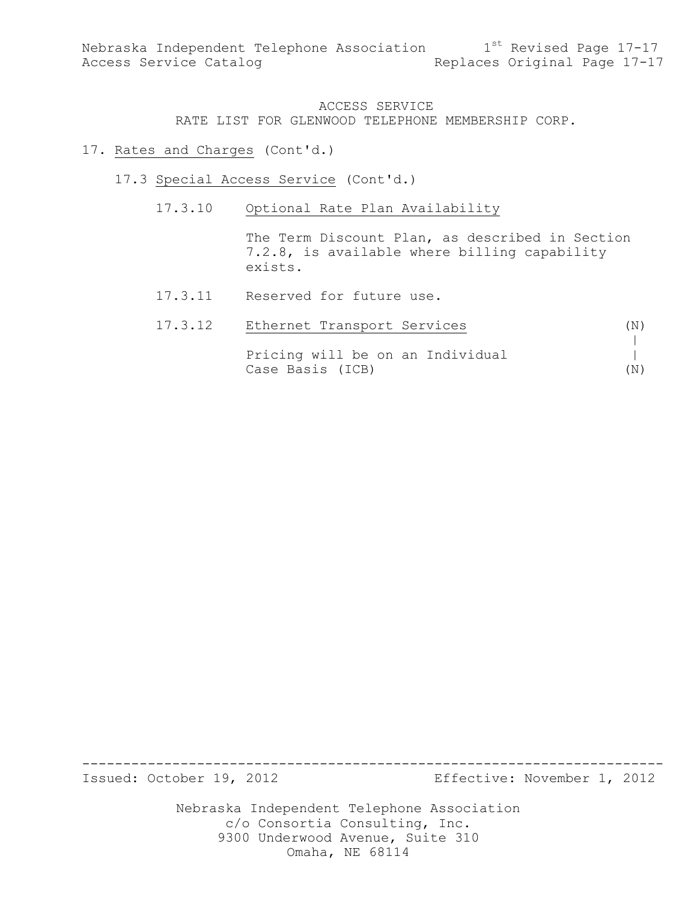ACCESS SERVICE
RATE LIST FOR GLENWOOD TELEPHONE MEMBERSHIP CORP.

17. Rates and Charges (Cont'd.)

17.3 Special Access Service (Cont'd.)

17.3.10 Optional Rate Plan Availability

The Term Discount Plan, as described in Section 7.2.8, is available where billing capability exists.

17.3.11 Reserved for future use.

17.3.12 Ethernet Transport Services (N)

Pricing will be on an Individual Case Basis (ICB) (N)

Issued: October 19, 2012 Effective: November 1, 2012

Nebraska Independent Telephone Association
c/o Consortia Consulting, Inc.
9300 Underwood Avenue, Suite 310
Omaha, NE 68114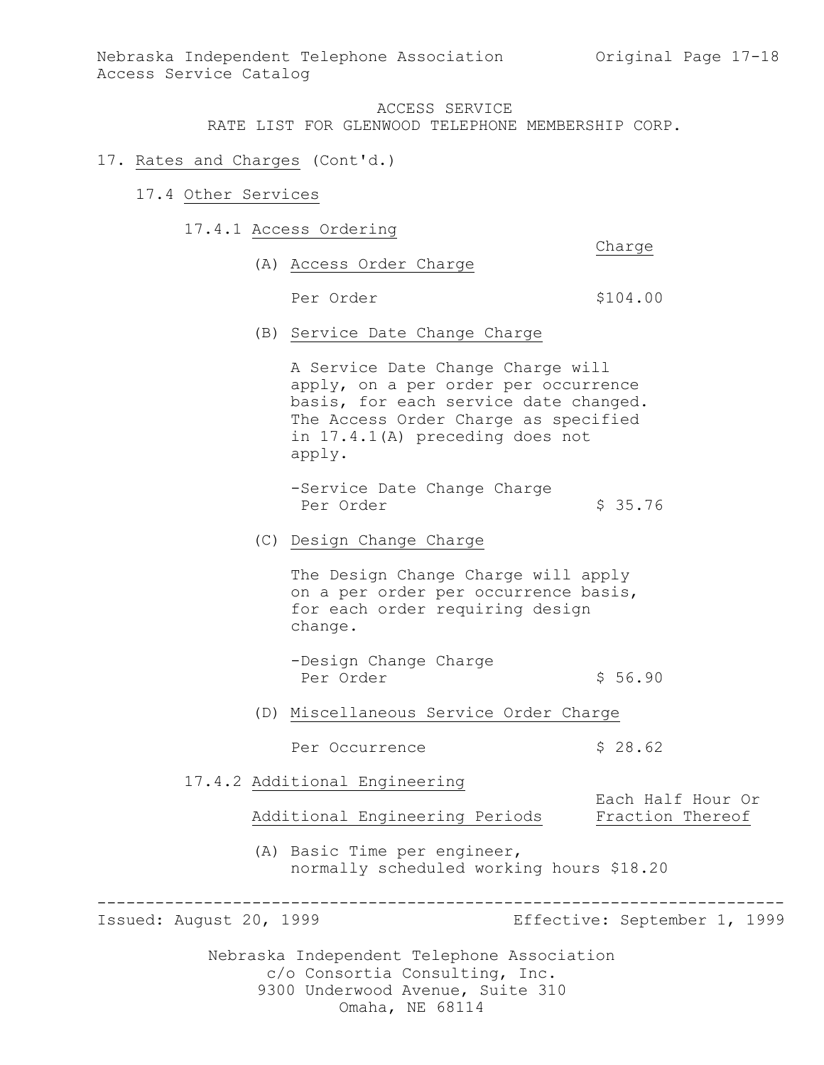ACCESS SERVICE
RATE LIST FOR GLENWOOD TELEPHONE MEMBERSHIP CORP.

# 17. Rates and Charges (Cont'd.)

## 17.4 Other Services

### 17.4.1 Access Ordering

| | Charge |
|---|---|
| (A) Access Order Charge | |
| Per Order | $104.00 |

(B) Service Date Change Charge

A Service Date Change Charge will apply, on a per order per occurrence basis, for each service date changed. The Access Order Charge as specified in 17.4.1(A) preceding does not apply.

| | |
|---|---|
| -Service Date Change Charge Per Order | $ 35.76 |

(C) Design Change Charge

The Design Change Charge will apply on a per order per occurrence basis, for each order requiring design change.

| | |
|---|---|
| -Design Change Charge Per Order | $ 56.90 |

(D) Miscellaneous Service Order Charge

| | |
|---|---|
| Per Occurrence | $ 28.62 |

### 17.4.2 Additional Engineering

| Additional Engineering Periods | Each Half Hour Or Fraction Thereof |
|---|---|
| (A) Basic Time per engineer, normally scheduled working hours | $18.20 |

Issued: August 20, 1999 Effective: September 1, 1999

Nebraska Independent Telephone Association
c/o Consortia Consulting, Inc.
9300 Underwood Avenue, Suite 310
Omaha, NE 68114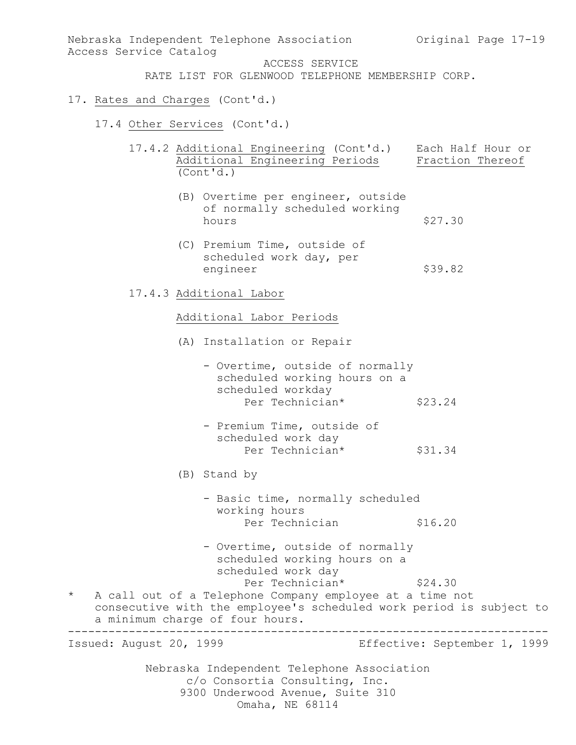ACCESS SERVICE
RATE LIST FOR GLENWOOD TELEPHONE MEMBERSHIP CORP.

17. Rates and Charges (Cont'd.)

17.4 Other Services (Cont'd.)

17.4.2 Additional Engineering (Cont'd.)

| Additional Engineering Periods (Cont'd.) | Each Half Hour or Fraction Thereof |
|---|---|
| (B) Overtime per engineer, outside of normally scheduled working hours | $27.30 |
| (C) Premium Time, outside of scheduled work day, per engineer | $39.82 |

17.4.3 Additional Labor

Additional Labor Periods

| | |
|---|---|
| (A) Installation or Repair | |
| - Overtime, outside of normally scheduled working hours on a scheduled workday Per Technician* | $23.24 |
| - Premium Time, outside of scheduled work day Per Technician* | $31.34 |
| (B) Stand by | |
| - Basic time, normally scheduled working hours Per Technician | $16.20 |
| - Overtime, outside of normally scheduled working hours on a scheduled work day Per Technician* | $24.30 |

\* A call out of a Telephone Company employee at a time not consecutive with the employee's scheduled work period is subject to a minimum charge of four hours.

Issued: August 20, 1999 Effective: September 1, 1999

Nebraska Independent Telephone Association
c/o Consortia Consulting, Inc.
9300 Underwood Avenue, Suite 310
Omaha, NE 68114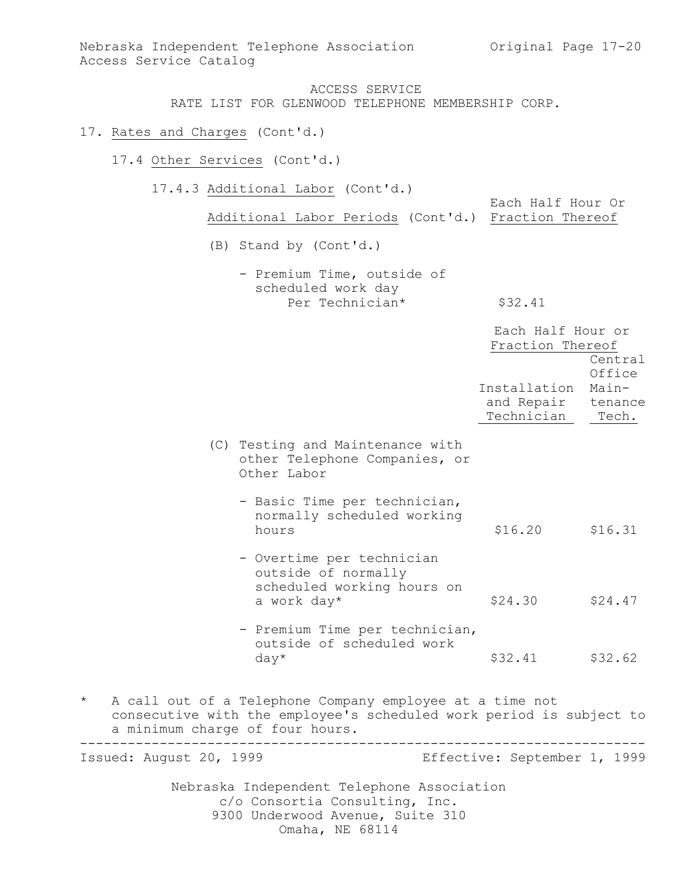ACCESS SERVICE
RATE LIST FOR GLENWOOD TELEPHONE MEMBERSHIP CORP.

17. Rates and Charges (Cont'd.)

17.4 Other Services (Cont'd.)

17.4.3 Additional Labor (Cont'd.)

| Additional Labor Periods (Cont'd.) | Each Half Hour Or Fraction Thereof |
|---|---|
| (B) Stand by (Cont'd.) | |
| - Premium Time, outside of scheduled work day Per Technician* | $32.41 |

| | Each Half Hour or Fraction Thereof | |
|---|---|---|
| | Installation and Repair Technician | Central Office Maintenance Tech. |
| (C) Testing and Maintenance with other Telephone Companies, or Other Labor | | |
| - Basic Time per technician, normally scheduled working hours | $16.20 | $16.31 |
| - Overtime per technician outside of normally scheduled working hours on a work day* | $24.30 | $24.47 |
| - Premium Time per technician, outside of scheduled work day* | $32.41 | $32.62 |

\* A call out of a Telephone Company employee at a time not consecutive with the employee's scheduled work period is subject to a minimum charge of four hours.

Issued: August 20, 1999 Effective: September 1, 1999

Nebraska Independent Telephone Association
c/o Consortia Consulting, Inc.
9300 Underwood Avenue, Suite 310
Omaha, NE 68114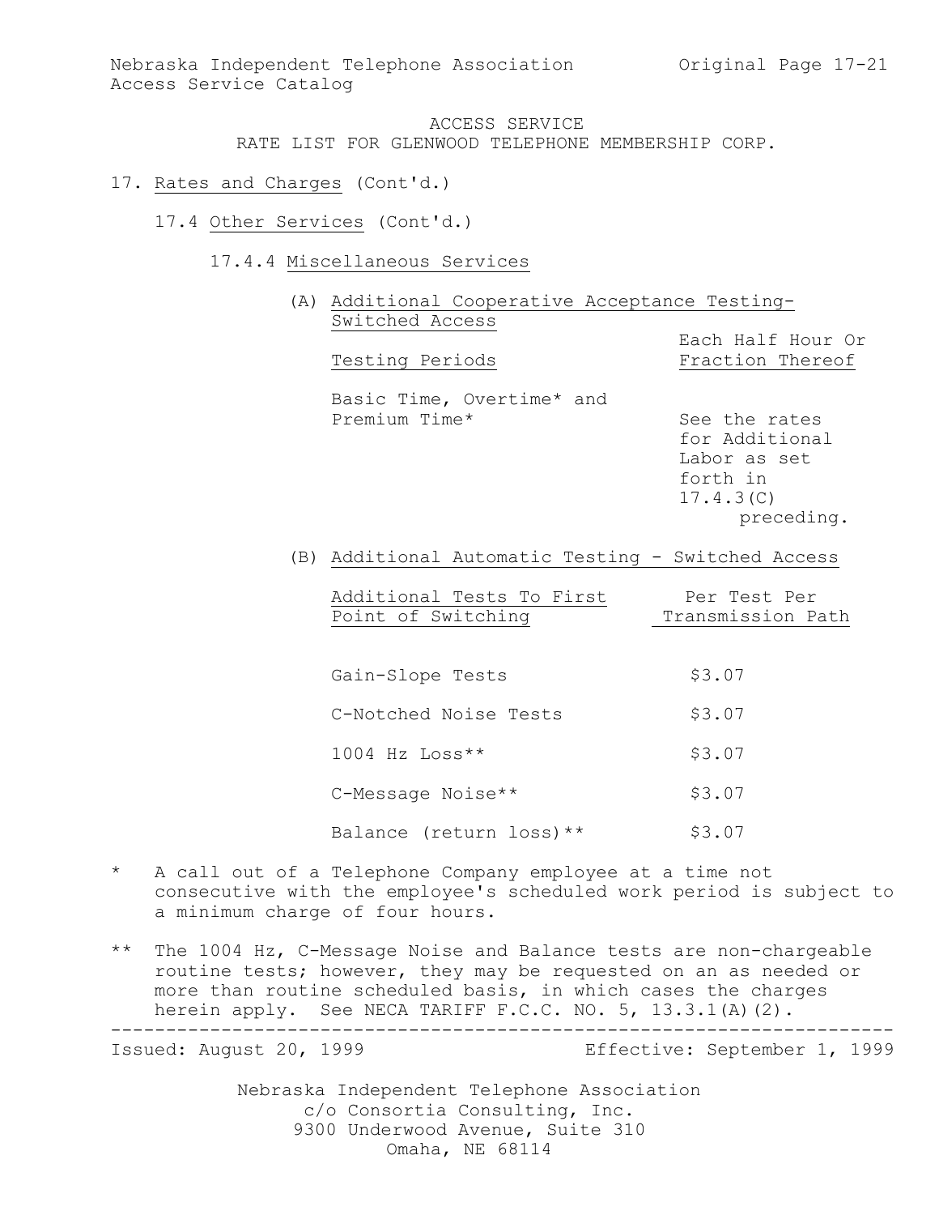ACCESS SERVICE
RATE LIST FOR GLENWOOD TELEPHONE MEMBERSHIP CORP.

17. Rates and Charges (Cont'd.)

17.4 Other Services (Cont'd.)

17.4.4 Miscellaneous Services

(A) Additional Cooperative Acceptance Testing-Switched Access

| Testing Periods | Each Half Hour Or Fraction Thereof |
|---|---|
| Basic Time, Overtime* and Premium Time* | See the rates for Additional Labor as set forth in 17.4.3(C) preceding. |

(B) Additional Automatic Testing - Switched Access

| Additional Tests To First Point of Switching | Per Test Per Transmission Path |
|---|---|
| Gain-Slope Tests | $3.07 |
| C-Notched Noise Tests | $3.07 |
| 1004 Hz Loss** | $3.07 |
| C-Message Noise** | $3.07 |
| Balance (return loss)** | $3.07 |

\* A call out of a Telephone Company employee at a time not consecutive with the employee's scheduled work period is subject to a minimum charge of four hours.

\** The 1004 Hz, C-Message Noise and Balance tests are non-chargeable routine tests; however, they may be requested on an as needed or more than routine scheduled basis, in which cases the charges herein apply. See NECA TARIFF F.C.C. NO. 5, 13.3.1(A)(2).

Issued: August 20, 1999 Effective: September 1, 1999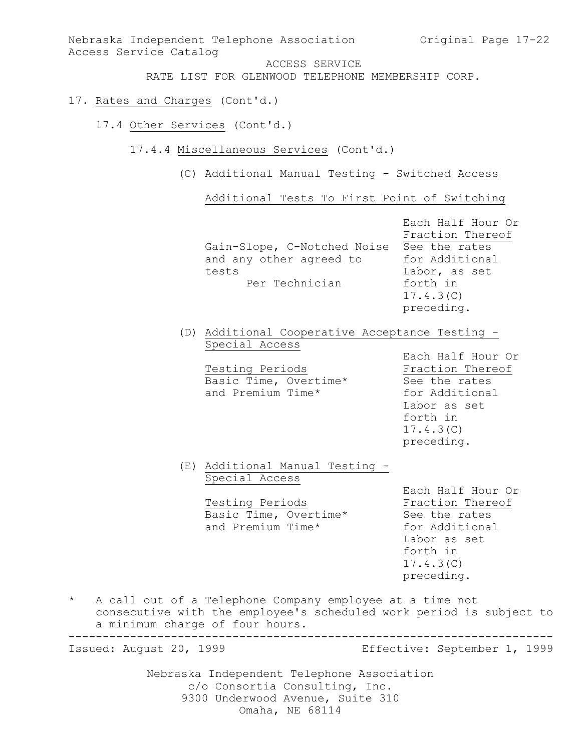17. Rates and Charges (Cont'd.)

17.4 Other Services (Cont'd.)

17.4.4 Miscellaneous Services (Cont'd.)

(C) Additional Manual Testing - Switched Access

Additional Tests To First Point of Switching

| | Each Half Hour Or Fraction Thereof |
|---|---|
| Gain-Slope, C-Notched Noise and any other agreed to tests<br>Per Technician | See the rates for Additional Labor, as set forth in 17.4.3(C) preceding. |

(D) Additional Cooperative Acceptance Testing - Special Access

| Testing Periods | Each Half Hour Or Fraction Thereof |
|---|---|
| Basic Time, Overtime* and Premium Time* | See the rates for Additional Labor as set forth in 17.4.3(C) preceding. |

(E) Additional Manual Testing - Special Access

| Testing Periods | Each Half Hour Or Fraction Thereof |
|---|---|
| Basic Time, Overtime* and Premium Time* | See the rates for Additional Labor as set forth in 17.4.3(C) preceding. |

\* A call out of a Telephone Company employee at a time not consecutive with the employee's scheduled work period is subject to a minimum charge of four hours.

Issued: August 20, 1999 Effective: September 1, 1999

Nebraska Independent Telephone Association
c/o Consortia Consulting, Inc.
9300 Underwood Avenue, Suite 310
Omaha, NE 68114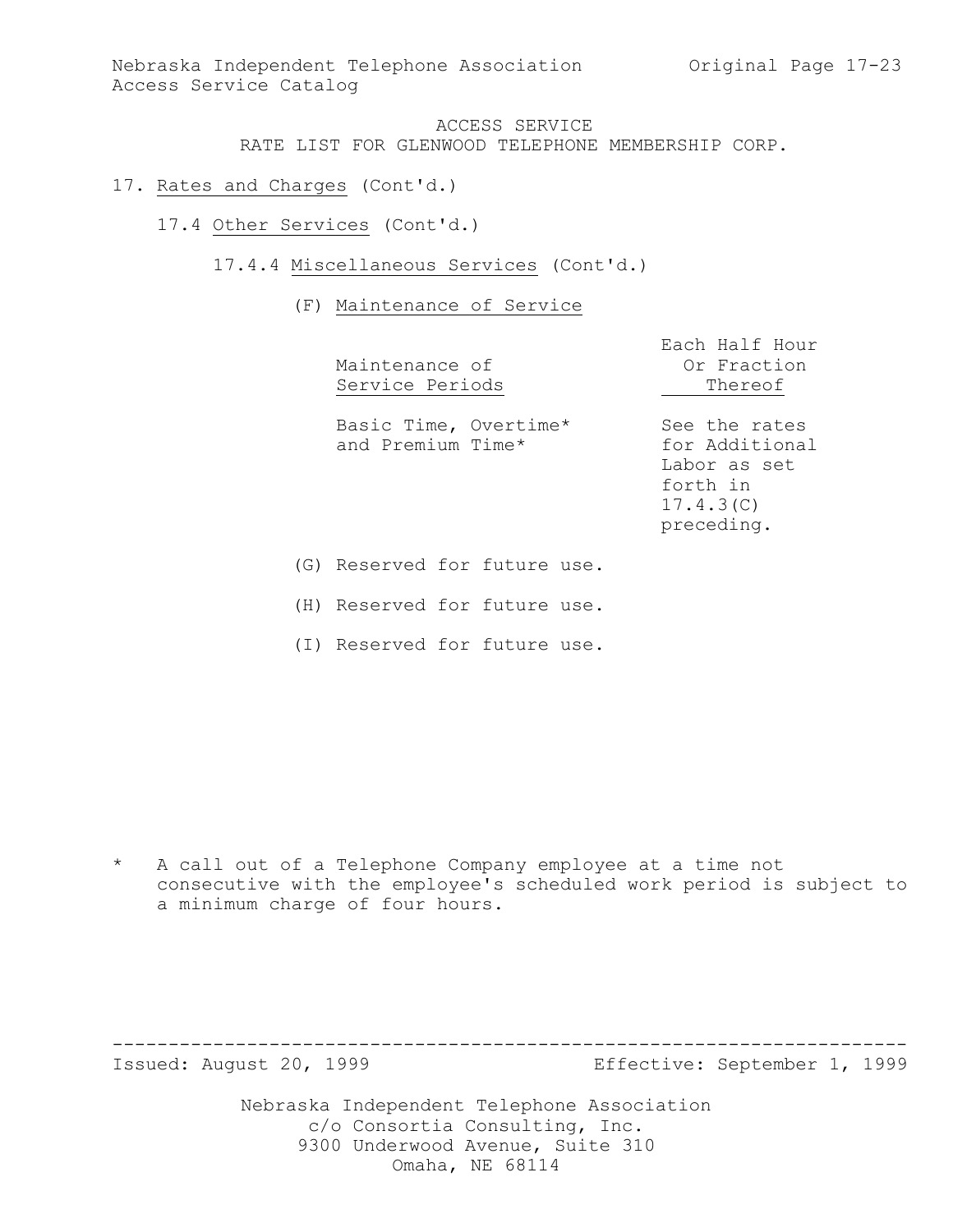ACCESS SERVICE
RATE LIST FOR GLENWOOD TELEPHONE MEMBERSHIP CORP.

17. Rates and Charges (Cont'd.)

17.4 Other Services (Cont'd.)

17.4.4 Miscellaneous Services (Cont'd.)

(F) Maintenance of Service

| Maintenance of Service Periods | Each Half Hour Or Fraction Thereof |
|---|---|
| Basic Time, Overtime* and Premium Time* | See the rates for Additional Labor as set forth in 17.4.3(C) preceding. |

(G) Reserved for future use.

(H) Reserved for future use.

(I) Reserved for future use.

* A call out of a Telephone Company employee at a time not consecutive with the employee's scheduled work period is subject to a minimum charge of four hours.

Issued: August 20, 1999 Effective: September 1, 1999

Nebraska Independent Telephone Association
c/o Consortia Consulting, Inc.
9300 Underwood Avenue, Suite 310
Omaha, NE 68114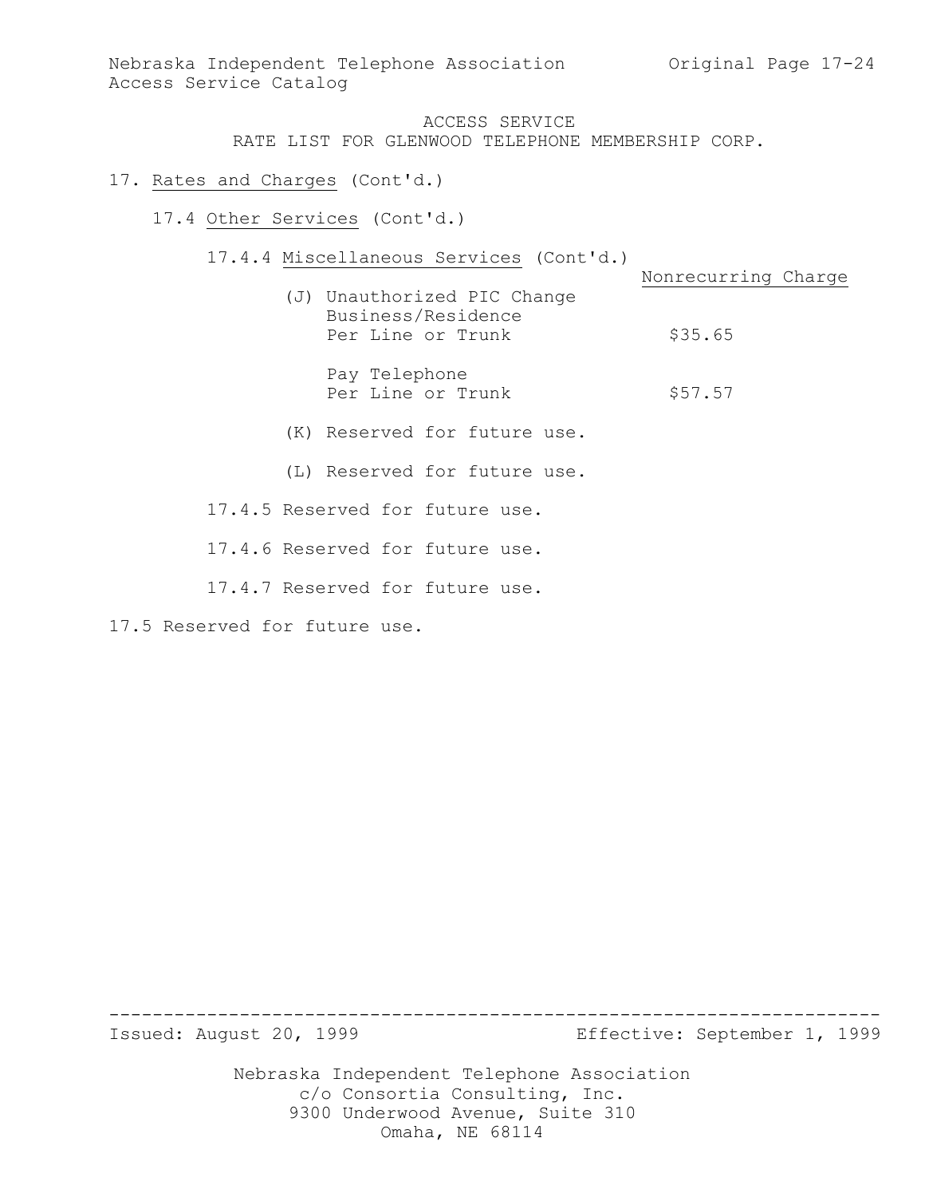ACCESS SERVICE
RATE LIST FOR GLENWOOD TELEPHONE MEMBERSHIP CORP.

17. Rates and Charges (Cont'd.)

17.4 Other Services (Cont'd.)

17.4.4 Miscellaneous Services (Cont'd.)

| | Nonrecurring Charge |
|---|---|
| (J) Unauthorized PIC Change | |
| Business/Residence | |
| Per Line or Trunk | $35.65 |
| Pay Telephone | |
| Per Line or Trunk | $57.57 |

(K) Reserved for future use.

(L) Reserved for future use.

17.4.5 Reserved for future use.

17.4.6 Reserved for future use.

17.4.7 Reserved for future use.

17.5 Reserved for future use.

Issued: August 20, 1999 Effective: September 1, 1999

Nebraska Independent Telephone Association
c/o Consortia Consulting, Inc.
9300 Underwood Avenue, Suite 310
Omaha, NE 68114